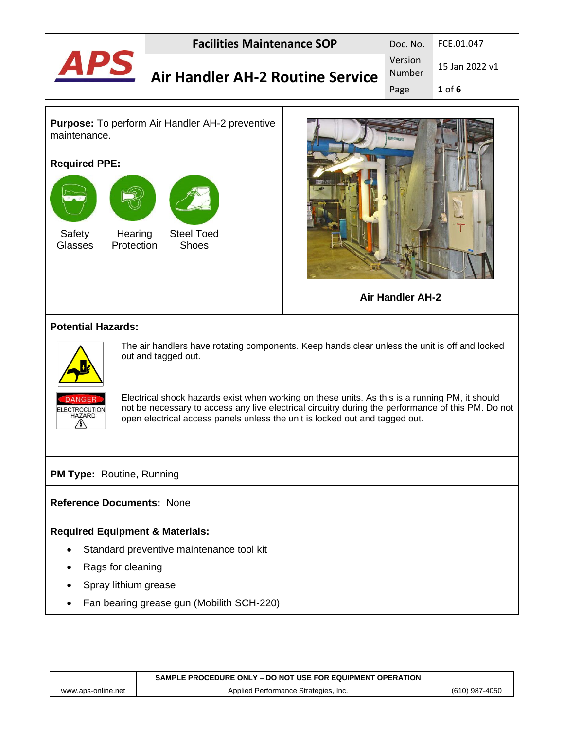| APS | Facilities Maintenance SOP | Doc. No. | FCE.01.047 |
|---|---|---|---|
| | Air Handler AH-2 Routine Service | Version Number | 15 Jan 2022 v1 |

**Purpose:** To perform Air Handler AH-2 preventive maintenance.

**Required PPE:**

- Safety Glasses
- Hearing Protection
- Steel Toed Shoes

Air Handler AH-2

**Potential Hazards:**

The air handlers have rotating components. Keep hands clear unless the unit is off and locked out and tagged out.

DANGER ELECTROCUTION HAZARD

Electrical shock hazards exist when working on these units. As this is a running PM, it should not be necessary to access any live electrical circuitry during the performance of this PM. Do not open electrical access panels unless the unit is locked out and tagged out.

**PM Type:** Routine, Running

**Reference Documents:** None

**Required Equipment & Materials:**

- Standard preventive maintenance tool kit
- Rags for cleaning
- Spray lithium grease
- Fan bearing grease gun (Mobilith SCH-220)

| | SAMPLE PROCEDURE ONLY – DO NOT USE FOR EQUIPMENT OPERATION | |
|---|---|---|
| www.aps-online.net | Applied Performance Strategies, Inc. | (610) 987-4050 |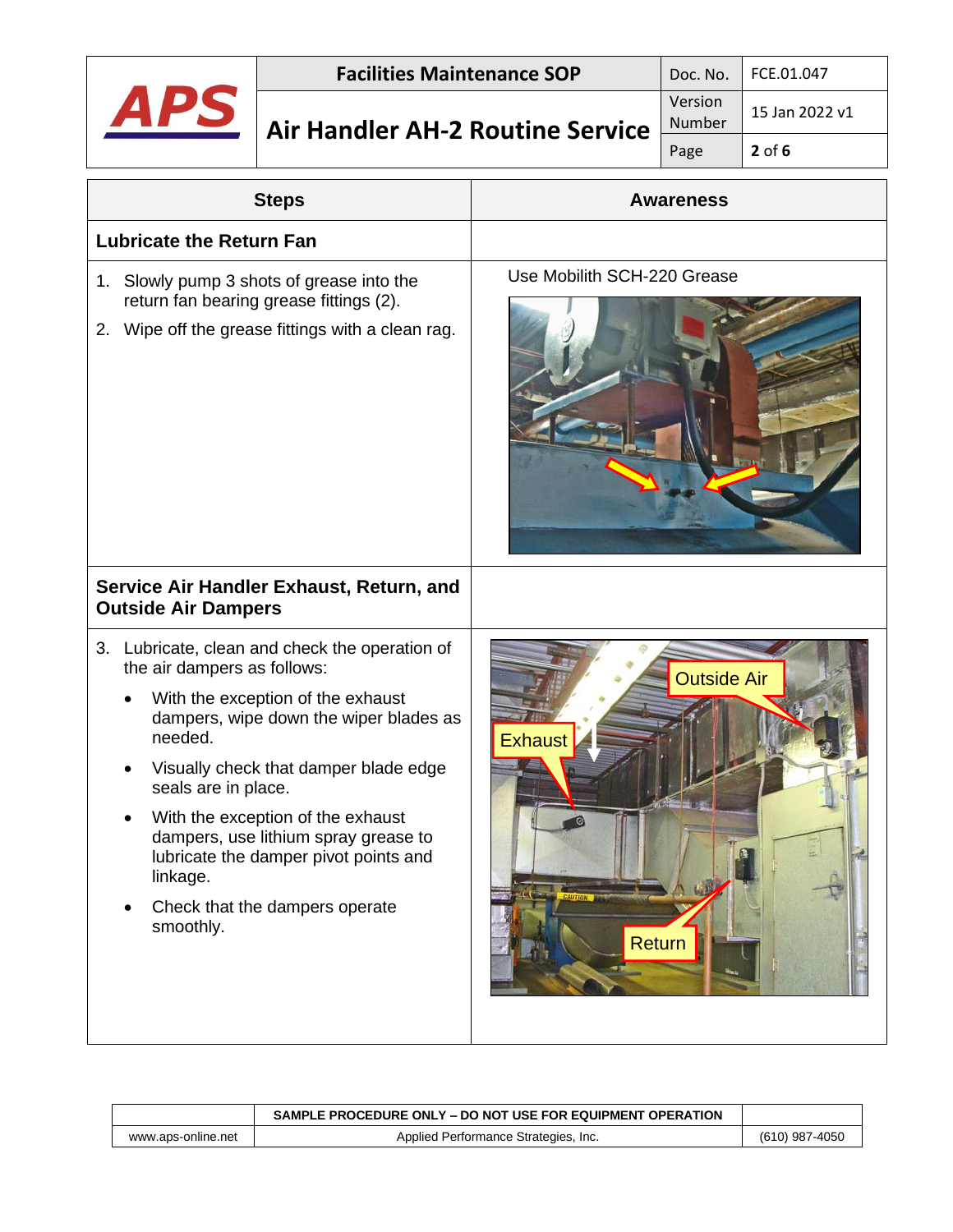| Steps | Awareness |
|---|---|
| **Lubricate the Return Fan** | |
| 1. Slowly pump 3 shots of grease into the return fan bearing grease fittings (2).<br>2. Wipe off the grease fittings with a clean rag. | Use Mobilith SCH-220 Grease |
| **Service Air Handler Exhaust, Return, and Outside Air Dampers** | |
| 3. Lubricate, clean and check the operation of the air dampers as follows:<br>• With the exception of the exhaust dampers, wipe down the wiper blades as needed.<br>• Visually check that damper blade edge seals are in place.<br>• With the exception of the exhaust dampers, use lithium spray grease to lubricate the damper pivot points and linkage.<br>• Check that the dampers operate smoothly. | Outside Air<br>Exhaust<br>Return |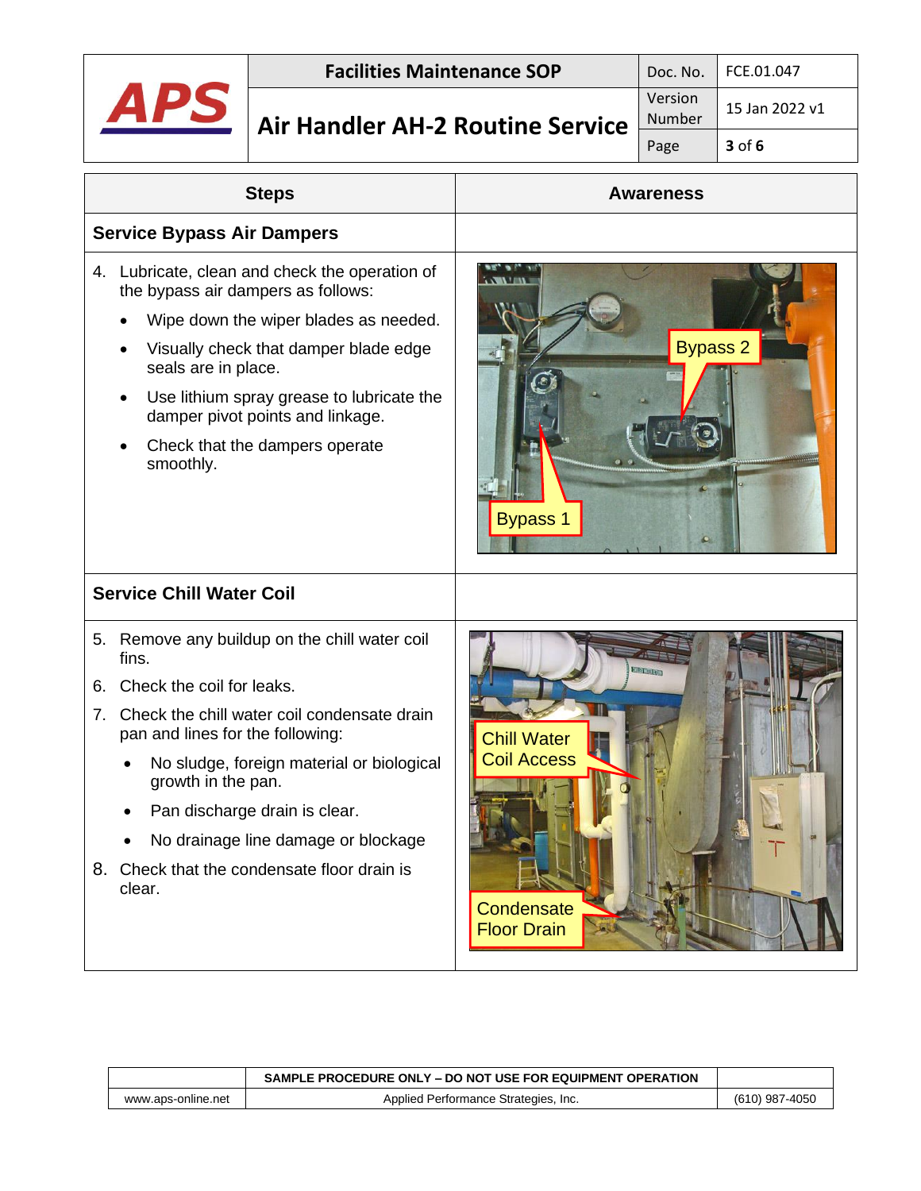| Steps | Awareness |
|---|---|
| **Service Bypass Air Dampers** | |
| 4. Lubricate, clean and check the operation of the bypass air dampers as follows:<br>• Wipe down the wiper blades as needed.<br>• Visually check that damper blade edge seals are in place.<br>• Use lithium spray grease to lubricate the damper pivot points and linkage.<br>• Check that the dampers operate smoothly. | Bypass 2<br>Bypass 1 |
| **Service Chill Water Coil** | |
| 5. Remove any buildup on the chill water coil fins.<br>6. Check the coil for leaks.<br>7. Check the chill water coil condensate drain pan and lines for the following:<br>• No sludge, foreign material or biological growth in the pan.<br>• Pan discharge drain is clear.<br>• No drainage line damage or blockage<br>8. Check that the condensate floor drain is clear. | Chill Water Coil Access<br>Condensate Floor Drain |

SAMPLE PROCEDURE ONLY – DO NOT USE FOR EQUIPMENT OPERATION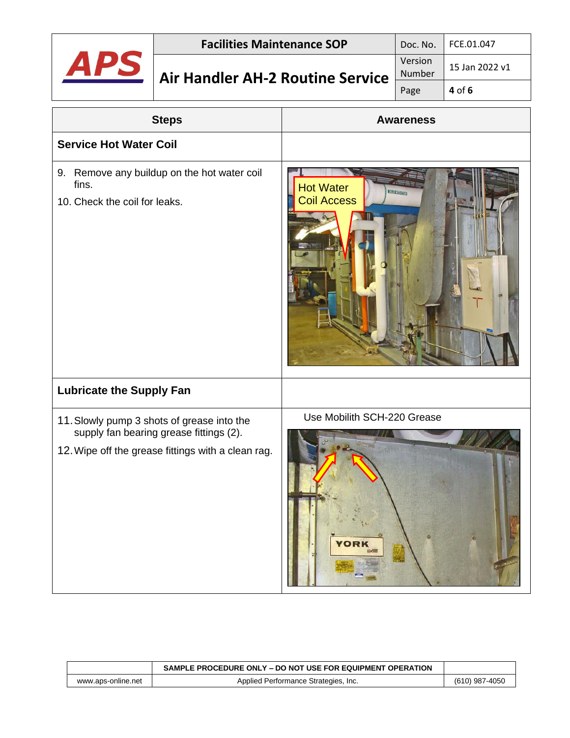| **APS** | **Facilities Maintenance SOP** | Doc. No. | FCE.01.047 |
|---|---|---|---|
| | **Air Handler AH-2 Routine Service** | Version Number | 15 Jan 2022 v1 |
| | | Page | **4** of **6** |

| Steps | Awareness |
|---|---|
| **Service Hot Water Coil** | |
| 9. Remove any buildup on the hot water coil fins.<br>10. Check the coil for leaks. | Hot Water Coil Access |
| **Lubricate the Supply Fan** | |
| 11. Slowly pump 3 shots of grease into the supply fan bearing grease fittings (2).<br>12. Wipe off the grease fittings with a clean rag. | Use Mobilith SCH-220 Grease |

SAMPLE PROCEDURE ONLY – DO NOT USE FOR EQUIPMENT OPERATION

www.aps-online.net | Applied Performance Strategies, Inc. | (610) 987-4050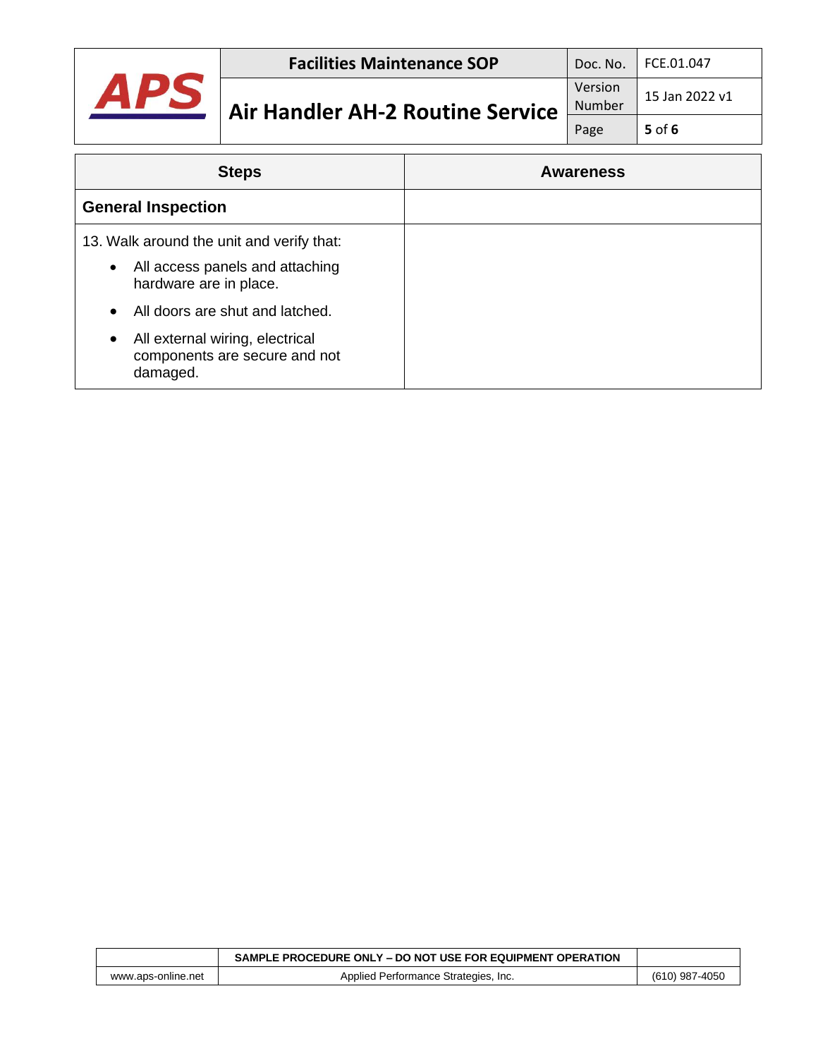| Steps | Awareness |
| --- | --- |
| **General Inspection** | |
| 13. Walk around the unit and verify that:<br>• All access panels and attaching hardware are in place.<br>• All doors are shut and latched.<br>• All external wiring, electrical components are secure and not damaged. | |

| | SAMPLE PROCEDURE ONLY – DO NOT USE FOR EQUIPMENT OPERATION | |
| --- | --- | --- |
| www.aps-online.net | Applied Performance Strategies, Inc. | (610) 987-4050 |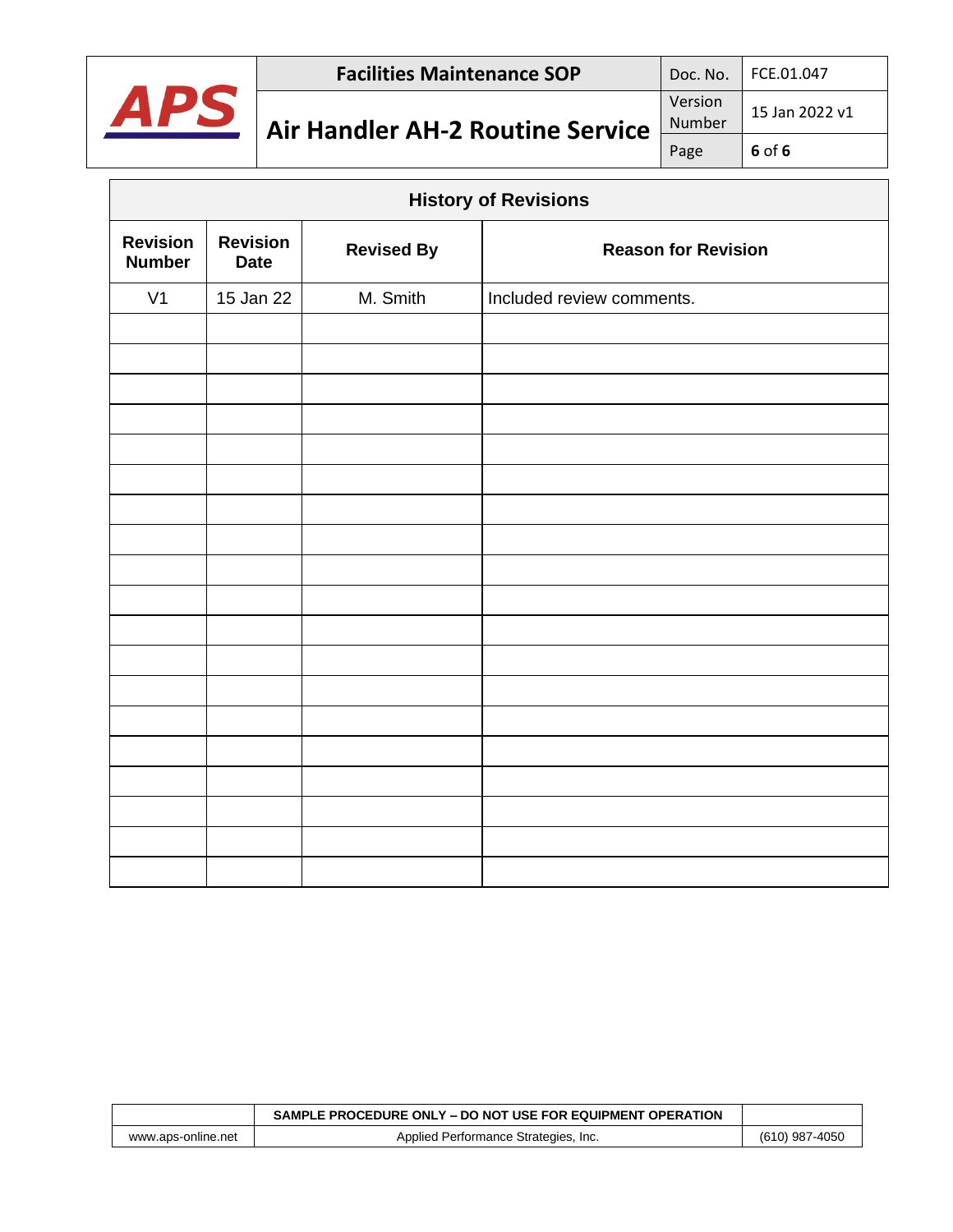## History of Revisions

| Revision Number | Revision Date | Revised By | Reason for Revision |
|---|---|---|---|
| V1 | 15 Jan 22 | M. Smith | Included review comments. |
| | | | |
| | | | |
| | | | |
| | | | |
| | | | |
| | | | |
| | | | |
| | | | |
| | | | |
| | | | |
| | | | |
| | | | |
| | | | |
| | | | |
| | | | |
| | | | |
| | | | |
| | | | |
| | | | |